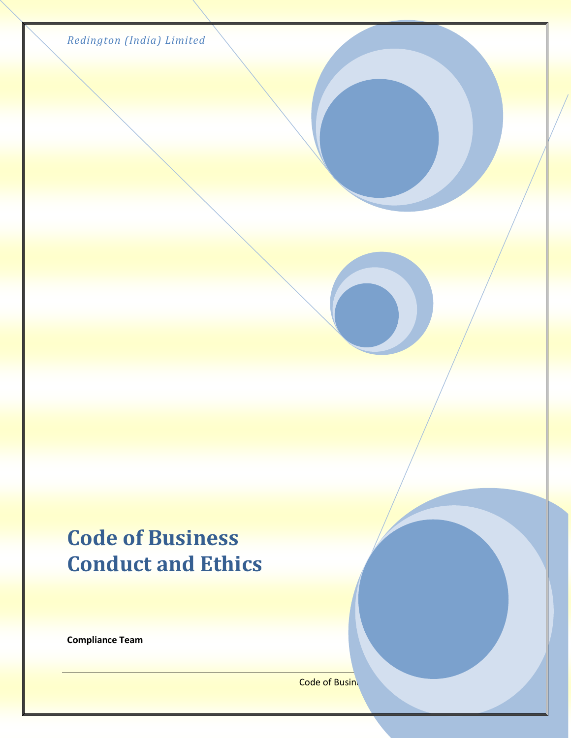*Redington (India) Limited*

# Code of Business Conduct and Ethics

**Compliance Team**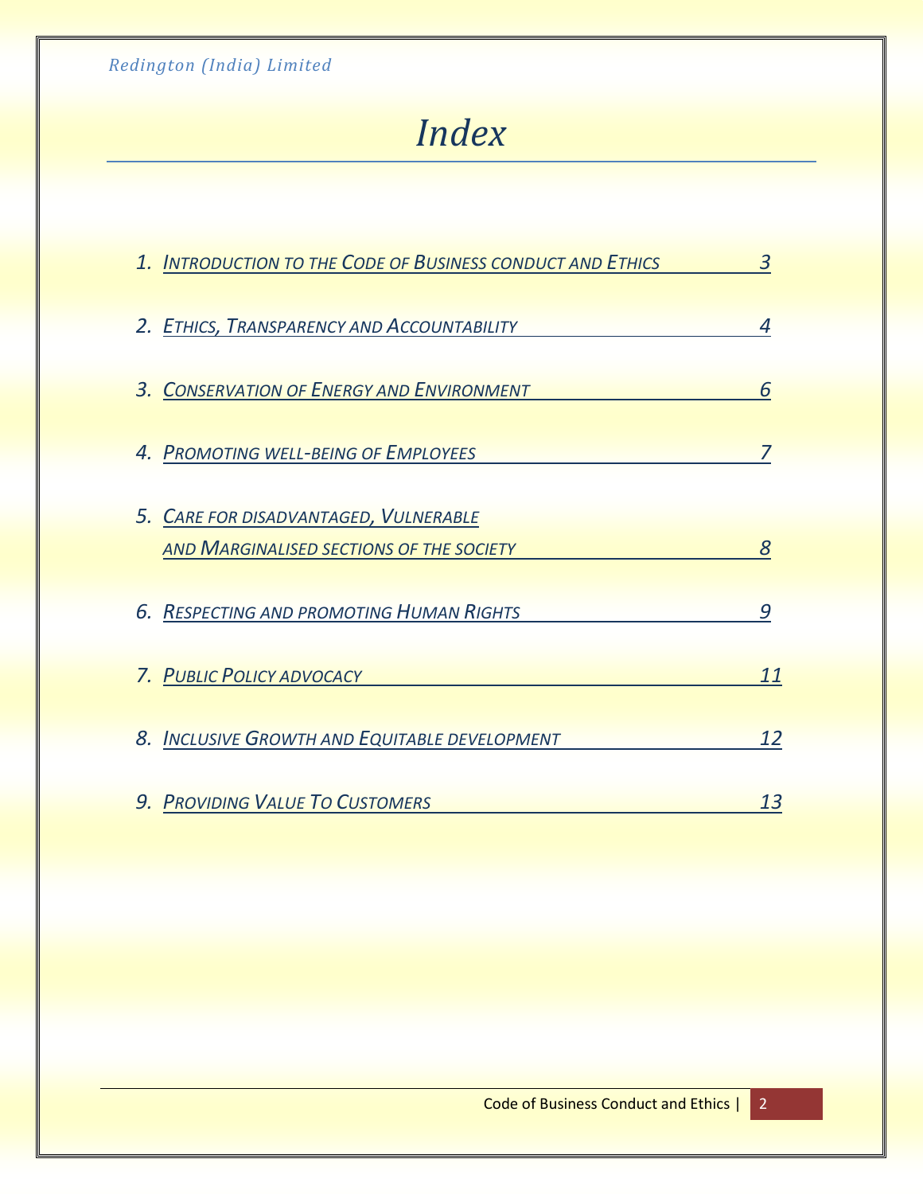# Index

1. Introduction to the Code of Business conduct and Ethics — 3
2. Ethics, Transparency and Accountability — 4
3. Conservation of Energy and Environment — 6
4. Promoting well-being of Employees — 7
5. Care for disadvantaged, Vulnerable and Marginalised sections of the society — 8
6. Respecting and promoting Human Rights — 9
7. Public Policy advocacy — 11
8. Inclusive Growth and Equitable development — 12
9. Providing Value To Customers — 13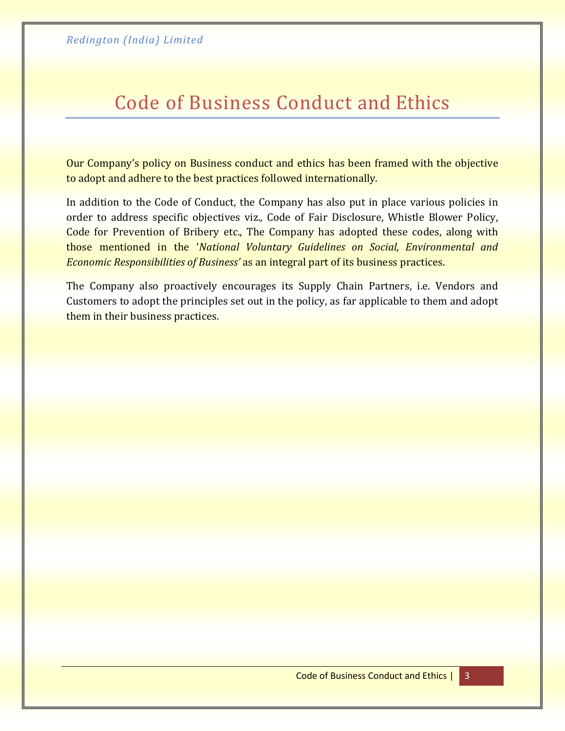# Code of Business Conduct and Ethics

Our Company's policy on Business conduct and ethics has been framed with the objective to adopt and adhere to the best practices followed internationally.

In addition to the Code of Conduct, the Company has also put in place various policies in order to address specific objectives viz., Code of Fair Disclosure, Whistle Blower Policy, Code for Prevention of Bribery etc., The Company has adopted these codes, along with those mentioned in the '*National Voluntary Guidelines on Social, Environmental and Economic Responsibilities of Business'* as an integral part of its business practices.

The Company also proactively encourages its Supply Chain Partners, i.e. Vendors and Customers to adopt the principles set out in the policy, as far applicable to them and adopt them in their business practices.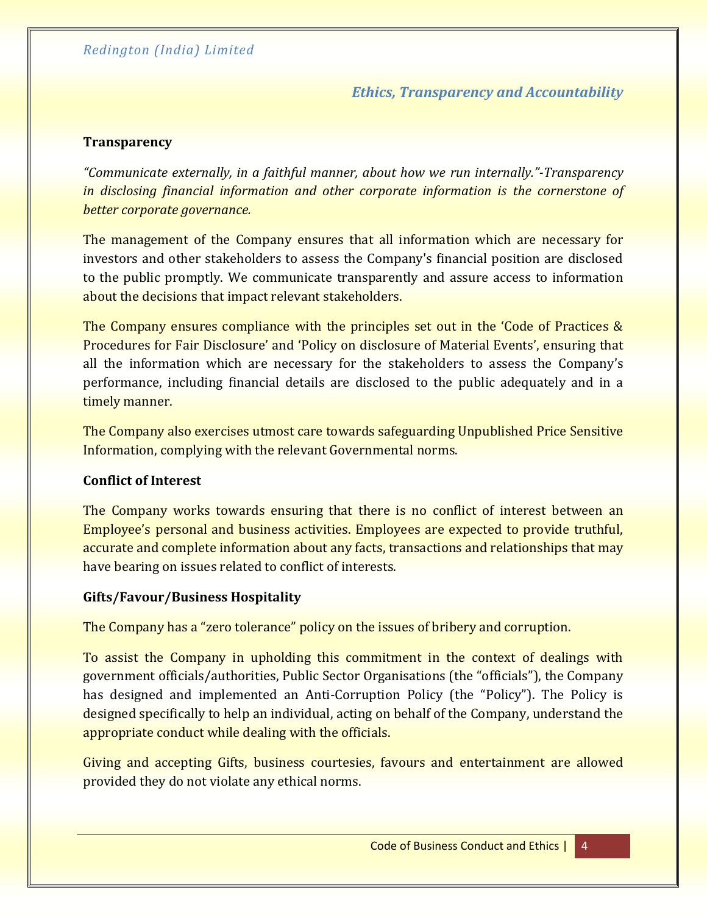## Ethics, Transparency and Accountability

### Transparency

*"Communicate externally, in a faithful manner, about how we run internally."-Transparency in disclosing financial information and other corporate information is the cornerstone of better corporate governance.*

The management of the Company ensures that all information which are necessary for investors and other stakeholders to assess the Company's financial position are disclosed to the public promptly. We communicate transparently and assure access to information about the decisions that impact relevant stakeholders.

The Company ensures compliance with the principles set out in the 'Code of Practices & Procedures for Fair Disclosure' and 'Policy on disclosure of Material Events', ensuring that all the information which are necessary for the stakeholders to assess the Company's performance, including financial details are disclosed to the public adequately and in a timely manner.

The Company also exercises utmost care towards safeguarding Unpublished Price Sensitive Information, complying with the relevant Governmental norms.

### Conflict of Interest

The Company works towards ensuring that there is no conflict of interest between an Employee's personal and business activities. Employees are expected to provide truthful, accurate and complete information about any facts, transactions and relationships that may have bearing on issues related to conflict of interests.

### Gifts/Favour/Business Hospitality

The Company has a "zero tolerance" policy on the issues of bribery and corruption.

To assist the Company in upholding this commitment in the context of dealings with government officials/authorities, Public Sector Organisations (the "officials"), the Company has designed and implemented an Anti-Corruption Policy (the "Policy"). The Policy is designed specifically to help an individual, acting on behalf of the Company, understand the appropriate conduct while dealing with the officials.

Giving and accepting Gifts, business courtesies, favours and entertainment are allowed provided they do not violate any ethical norms.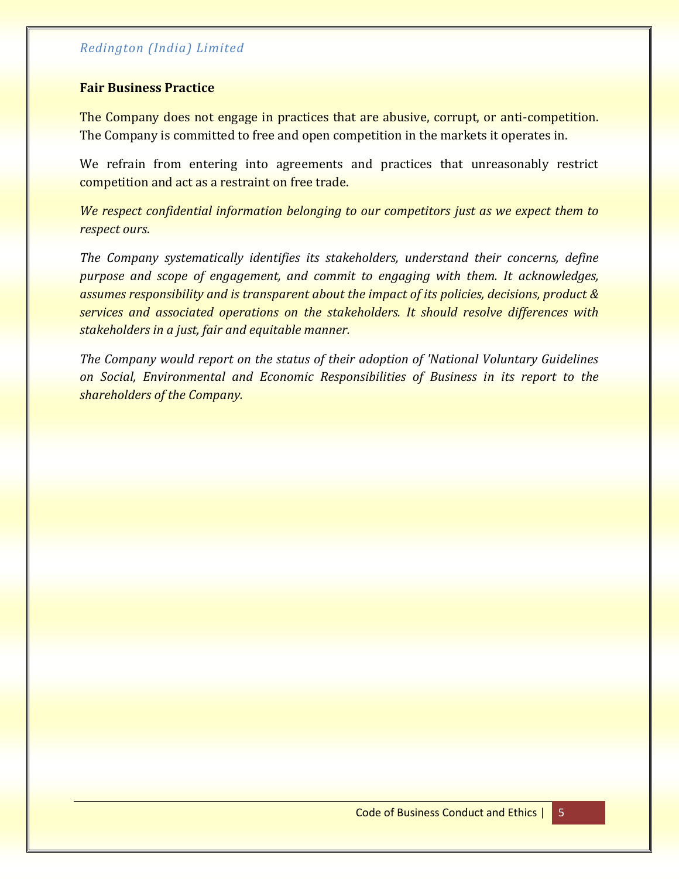## Fair Business Practice

The Company does not engage in practices that are abusive, corrupt, or anti-competition. The Company is committed to free and open competition in the markets it operates in.

We refrain from entering into agreements and practices that unreasonably restrict competition and act as a restraint on free trade.

*We respect confidential information belonging to our competitors just as we expect them to respect ours*.

*The Company systematically identifies its stakeholders, understand their concerns, define purpose and scope of engagement, and commit to engaging with them. It acknowledges, assumes responsibility and is transparent about the impact of its policies, decisions, product & services and associated operations on the stakeholders. It should resolve differences with stakeholders in a just, fair and equitable manner.*

*The Company would report on the status of their adoption of 'National Voluntary Guidelines on Social, Environmental and Economic Responsibilities of Business in its report to the shareholders of the Company.*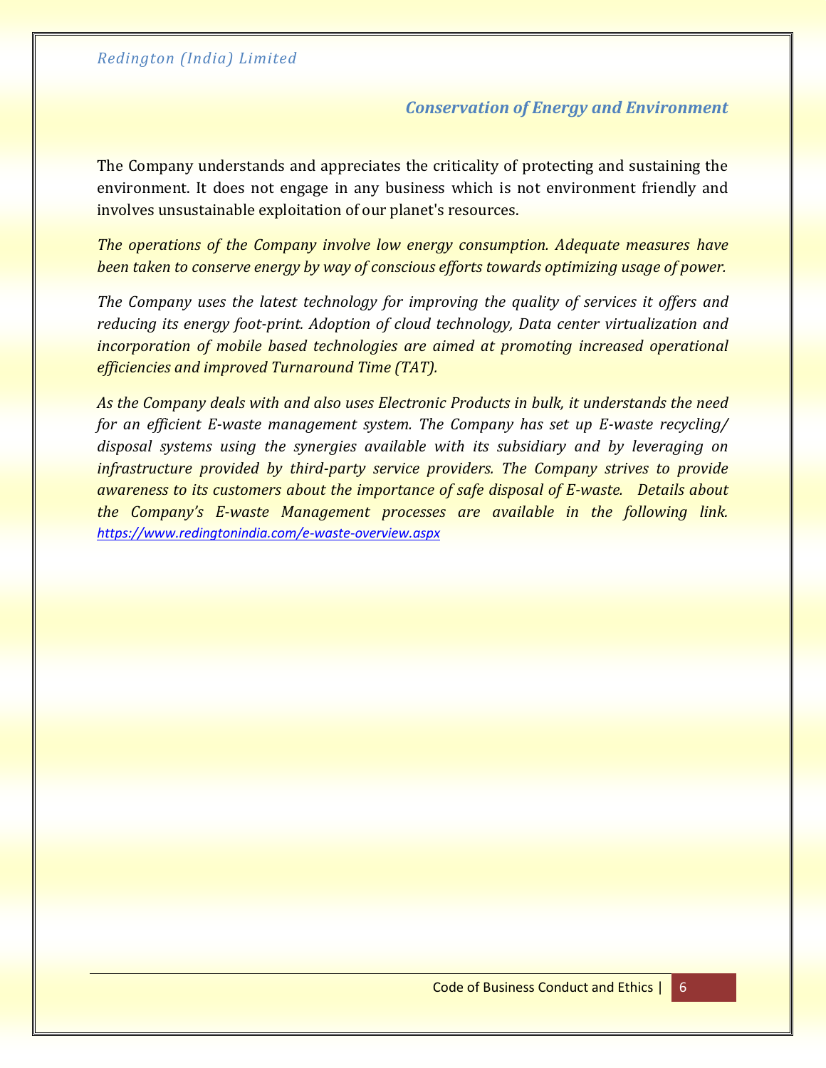## Conservation of Energy and Environment

The Company understands and appreciates the criticality of protecting and sustaining the environment. It does not engage in any business which is not environment friendly and involves unsustainable exploitation of our planet's resources.

*The operations of the Company involve low energy consumption. Adequate measures have been taken to conserve energy by way of conscious efforts towards optimizing usage of power.*

*The Company uses the latest technology for improving the quality of services it offers and reducing its energy foot-print. Adoption of cloud technology, Data center virtualization and incorporation of mobile based technologies are aimed at promoting increased operational efficiencies and improved Turnaround Time (TAT).*

*As the Company deals with and also uses Electronic Products in bulk, it understands the need for an efficient E-waste management system. The Company has set up E-waste recycling/ disposal systems using the synergies available with its subsidiary and by leveraging on infrastructure provided by third-party service providers. The Company strives to provide awareness to its customers about the importance of safe disposal of E-waste. Details about the Company's E-waste Management processes are available in the following link.* https://www.redingtonindia.com/e-waste-overview.aspx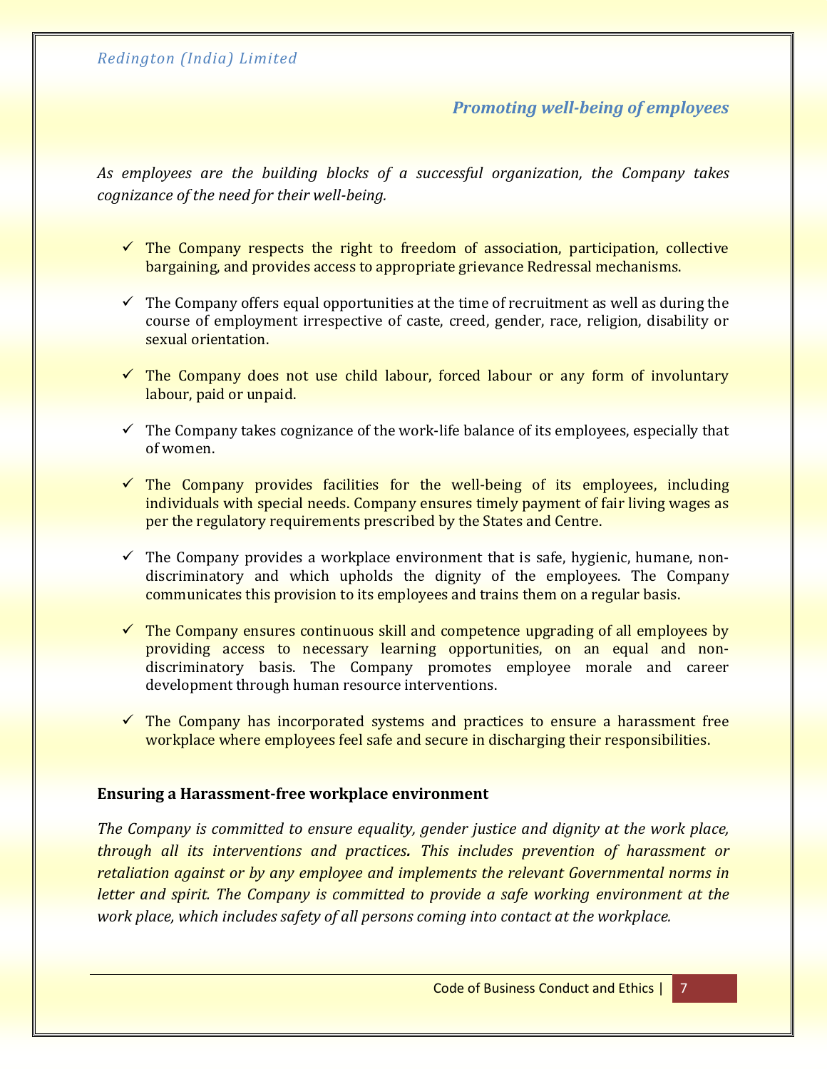## *Promoting well-being of employees*

*As employees are the building blocks of a successful organization, the Company takes cognizance of the need for their well-being.*

- ✓ The Company respects the right to freedom of association, participation, collective bargaining, and provides access to appropriate grievance Redressal mechanisms.
- ✓ The Company offers equal opportunities at the time of recruitment as well as during the course of employment irrespective of caste, creed, gender, race, religion, disability or sexual orientation.
- ✓ The Company does not use child labour, forced labour or any form of involuntary labour, paid or unpaid.
- ✓ The Company takes cognizance of the work-life balance of its employees, especially that of women.
- ✓ The Company provides facilities for the well-being of its employees, including individuals with special needs. Company ensures timely payment of fair living wages as per the regulatory requirements prescribed by the States and Centre.
- ✓ The Company provides a workplace environment that is safe, hygienic, humane, non-discriminatory and which upholds the dignity of the employees. The Company communicates this provision to its employees and trains them on a regular basis.
- ✓ The Company ensures continuous skill and competence upgrading of all employees by providing access to necessary learning opportunities, on an equal and non-discriminatory basis. The Company promotes employee morale and career development through human resource interventions.
- ✓ The Company has incorporated systems and practices to ensure a harassment free workplace where employees feel safe and secure in discharging their responsibilities.

### Ensuring a Harassment-free workplace environment

*The Company is committed to ensure equality, gender justice and dignity at the work place, through all its interventions and practices. This includes prevention of harassment or retaliation against or by any employee and implements the relevant Governmental norms in letter and spirit. The Company is committed to provide a safe working environment at the work place, which includes safety of all persons coming into contact at the workplace.*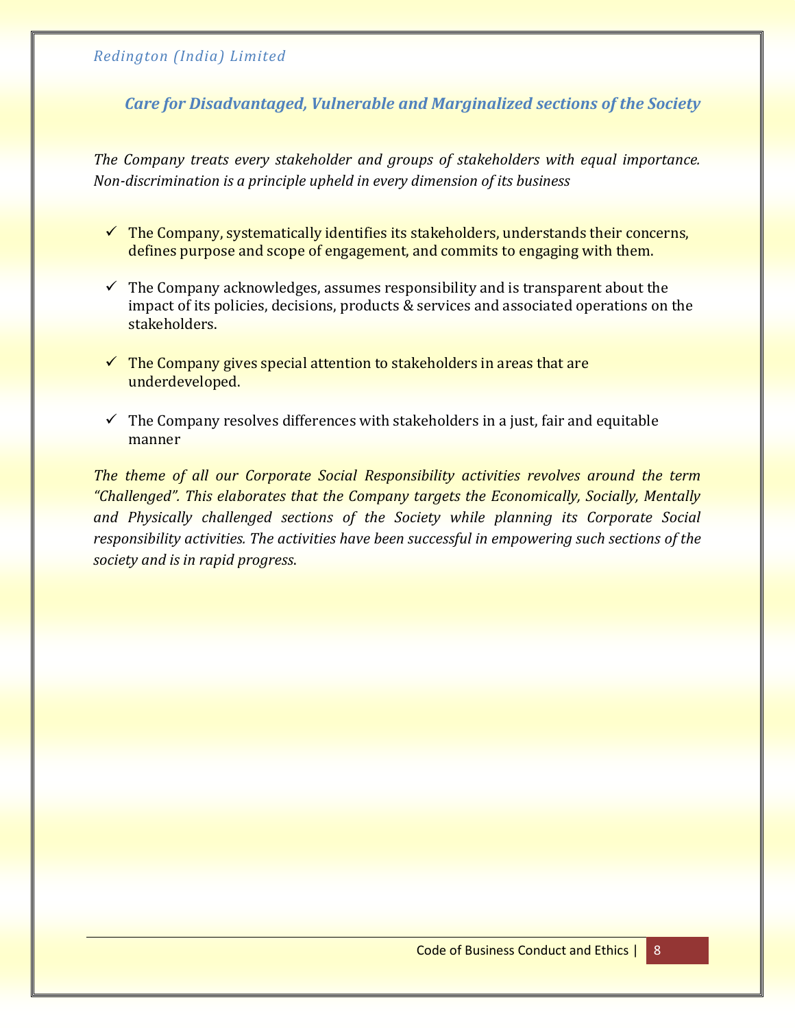## *Care for Disadvantaged, Vulnerable and Marginalized sections of the Society*

*The Company treats every stakeholder and groups of stakeholders with equal importance. Non-discrimination is a principle upheld in every dimension of its business*

- ✓ The Company, systematically identifies its stakeholders, understands their concerns, defines purpose and scope of engagement, and commits to engaging with them.
- ✓ The Company acknowledges, assumes responsibility and is transparent about the impact of its policies, decisions, products & services and associated operations on the stakeholders.
- ✓ The Company gives special attention to stakeholders in areas that are underdeveloped.
- ✓ The Company resolves differences with stakeholders in a just, fair and equitable manner

*The theme of all our Corporate Social Responsibility activities revolves around the term "Challenged". This elaborates that the Company targets the Economically, Socially, Mentally and Physically challenged sections of the Society while planning its Corporate Social responsibility activities. The activities have been successful in empowering such sections of the society and is in rapid progress.*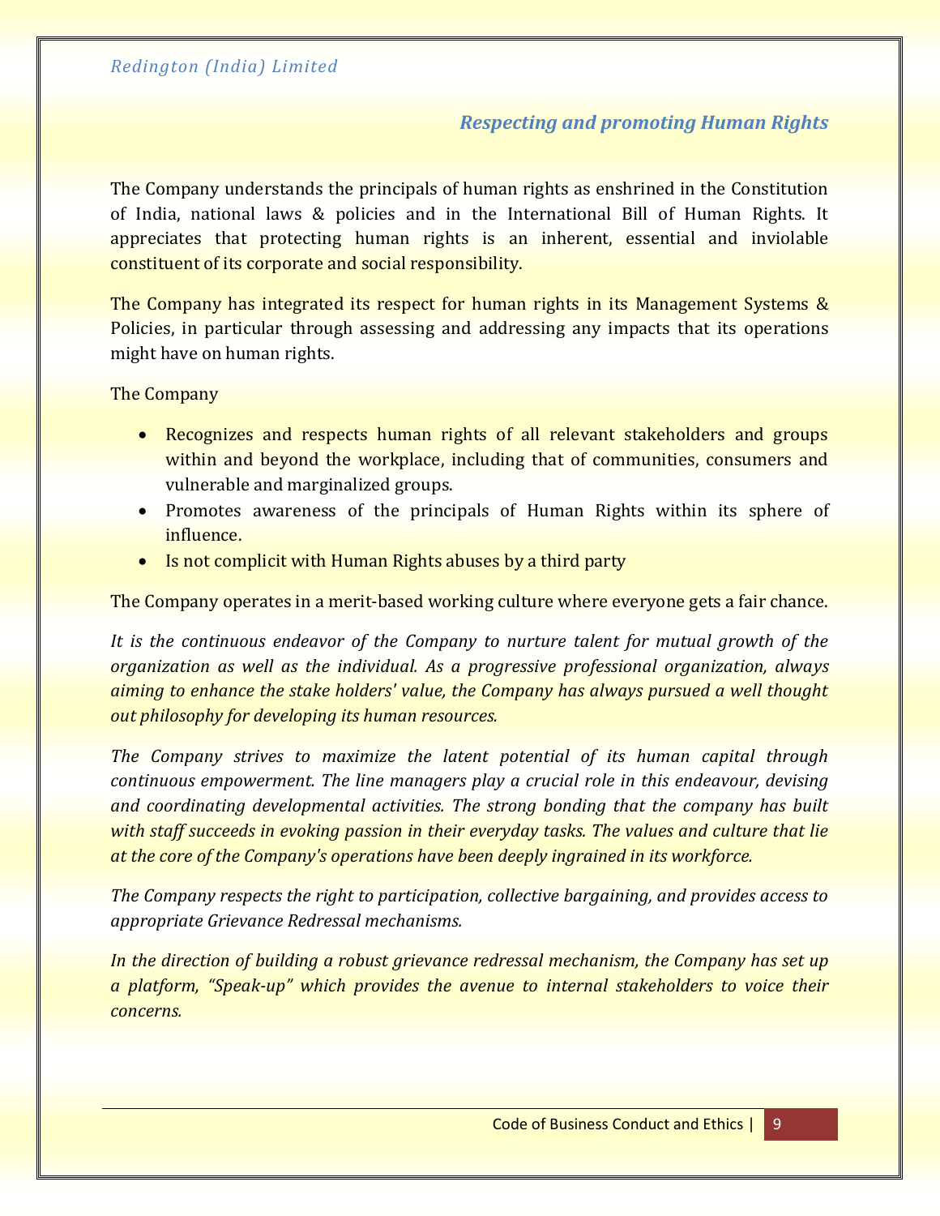## Respecting and promoting Human Rights

The Company understands the principals of human rights as enshrined in the Constitution of India, national laws & policies and in the International Bill of Human Rights. It appreciates that protecting human rights is an inherent, essential and inviolable constituent of its corporate and social responsibility.

The Company has integrated its respect for human rights in its Management Systems & Policies, in particular through assessing and addressing any impacts that its operations might have on human rights.

The Company

- Recognizes and respects human rights of all relevant stakeholders and groups within and beyond the workplace, including that of communities, consumers and vulnerable and marginalized groups.
- Promotes awareness of the principals of Human Rights within its sphere of influence.
- Is not complicit with Human Rights abuses by a third party

The Company operates in a merit-based working culture where everyone gets a fair chance.

*It is the continuous endeavor of the Company to nurture talent for mutual growth of the organization as well as the individual. As a progressive professional organization, always aiming to enhance the stake holders' value, the Company has always pursued a well thought out philosophy for developing its human resources.*

*The Company strives to maximize the latent potential of its human capital through continuous empowerment. The line managers play a crucial role in this endeavour, devising and coordinating developmental activities. The strong bonding that the company has built with staff succeeds in evoking passion in their everyday tasks. The values and culture that lie at the core of the Company's operations have been deeply ingrained in its workforce.*

*The Company respects the right to participation, collective bargaining, and provides access to appropriate Grievance Redressal mechanisms.*

*In the direction of building a robust grievance redressal mechanism, the Company has set up a platform, "Speak-up" which provides the avenue to internal stakeholders to voice their concerns.*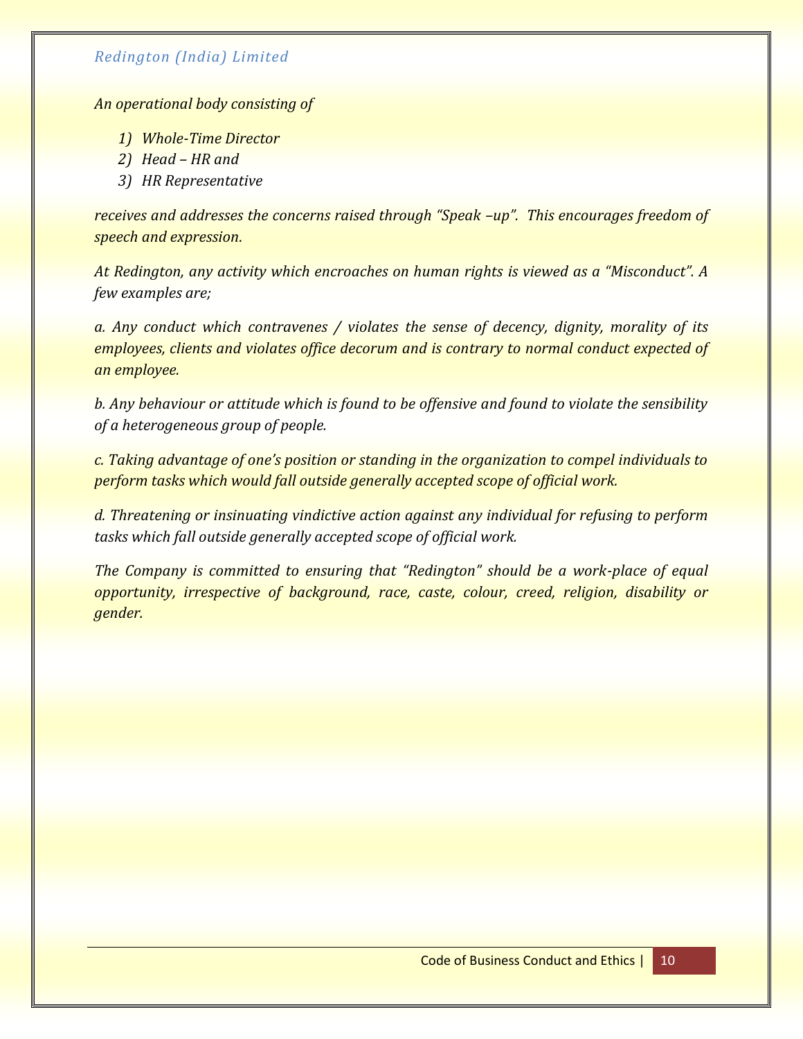*An operational body consisting of*

1) *Whole-Time Director*
2) *Head – HR and*
3) *HR Representative*

*receives and addresses the concerns raised through "Speak –up". This encourages freedom of speech and expression.*

*At Redington, any activity which encroaches on human rights is viewed as a "Misconduct". A few examples are;*

*a. Any conduct which contravenes / violates the sense of decency, dignity, morality of its employees, clients and violates office decorum and is contrary to normal conduct expected of an employee.*

*b. Any behaviour or attitude which is found to be offensive and found to violate the sensibility of a heterogeneous group of people.*

*c. Taking advantage of one's position or standing in the organization to compel individuals to perform tasks which would fall outside generally accepted scope of official work.*

*d. Threatening or insinuating vindictive action against any individual for refusing to perform tasks which fall outside generally accepted scope of official work.*

*The Company is committed to ensuring that "Redington" should be a work-place of equal opportunity, irrespective of background, race, caste, colour, creed, religion, disability or gender.*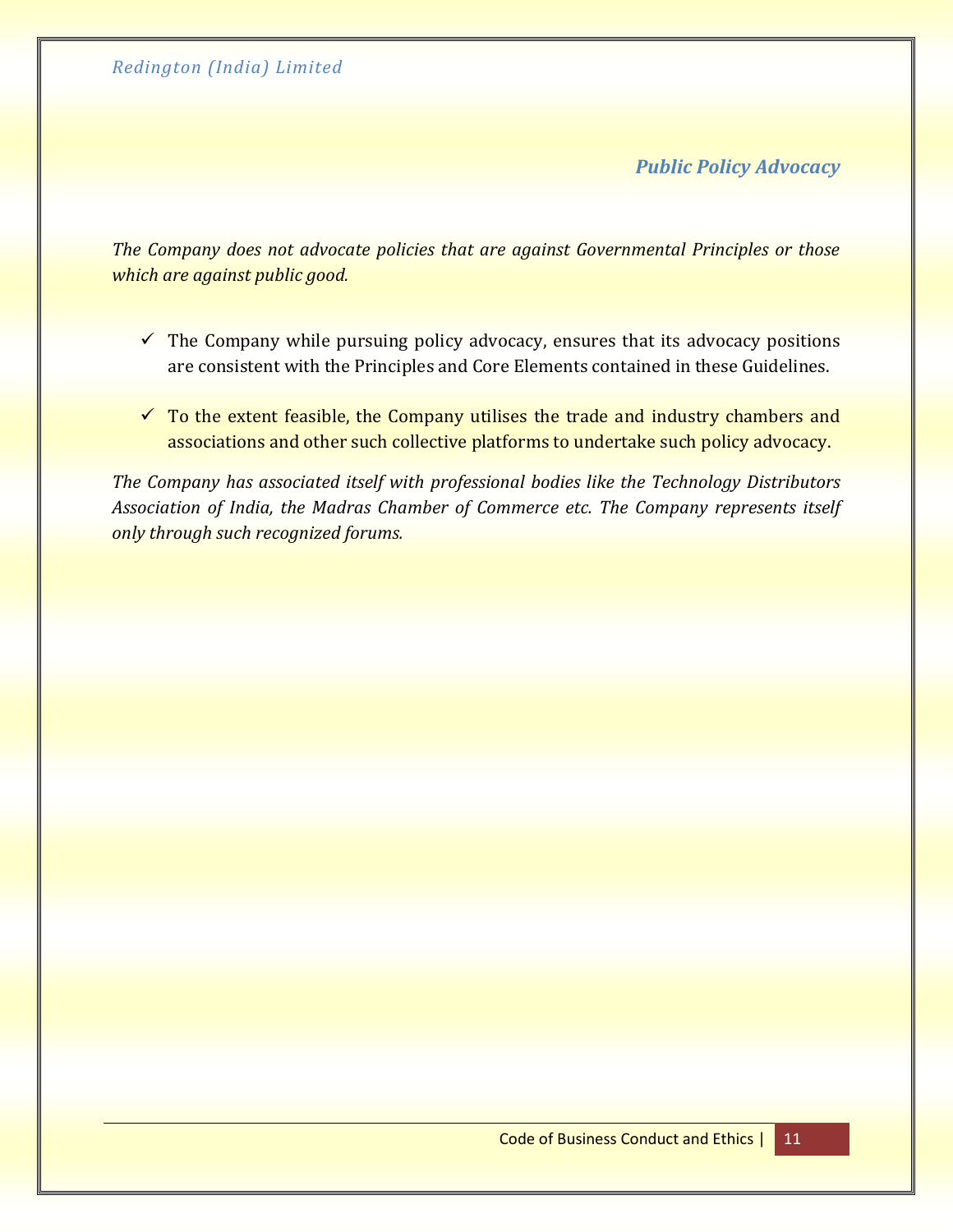## *Public Policy Advocacy*

*The Company does not advocate policies that are against Governmental Principles or those which are against public good.*

- ✓ The Company while pursuing policy advocacy, ensures that its advocacy positions are consistent with the Principles and Core Elements contained in these Guidelines.
- ✓ To the extent feasible, the Company utilises the trade and industry chambers and associations and other such collective platforms to undertake such policy advocacy.

*The Company has associated itself with professional bodies like the Technology Distributors Association of India, the Madras Chamber of Commerce etc. The Company represents itself only through such recognized forums.*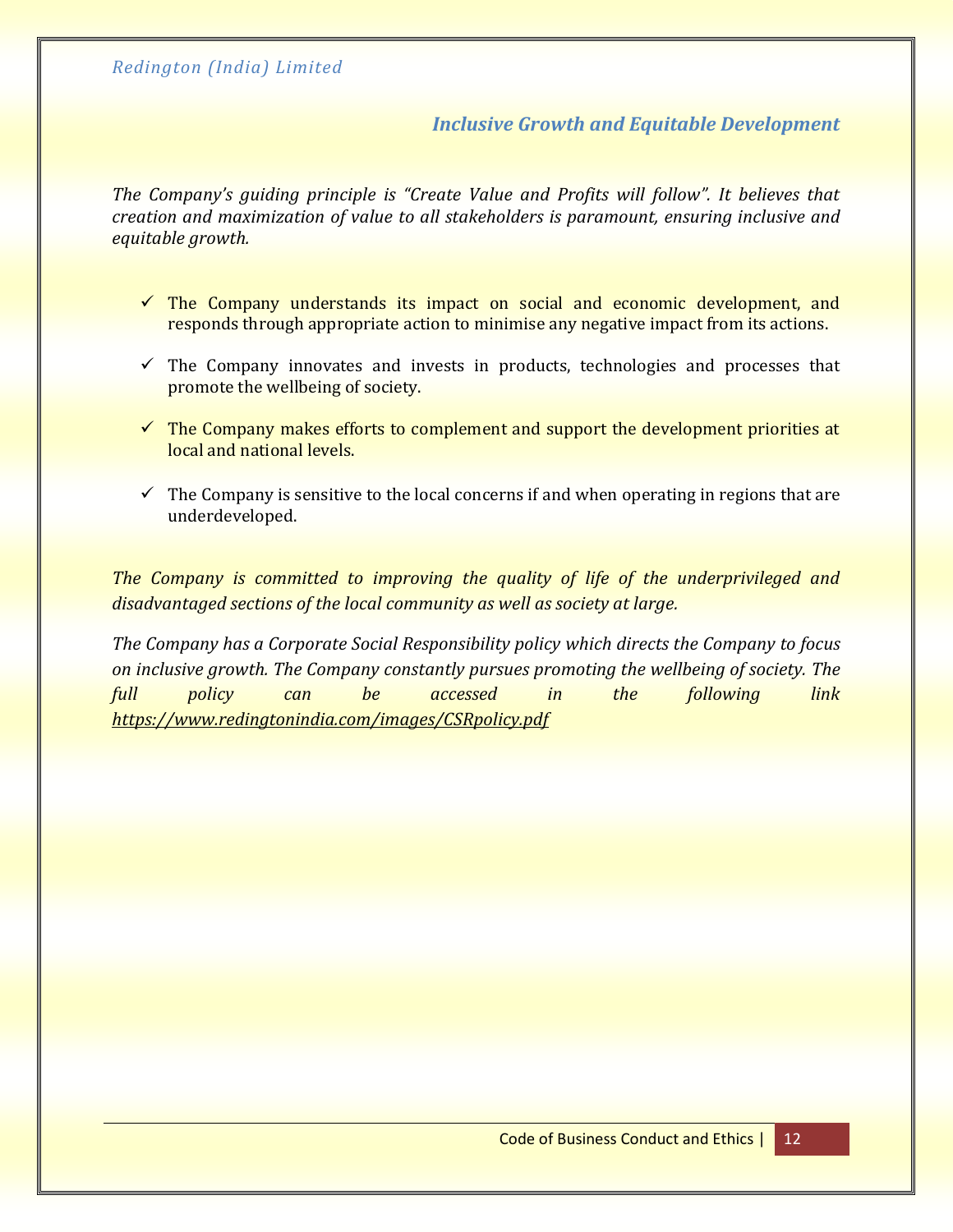## *Inclusive Growth and Equitable Development*

*The Company's guiding principle is "Create Value and Profits will follow". It believes that creation and maximization of value to all stakeholders is paramount, ensuring inclusive and equitable growth.*

- ✓ The Company understands its impact on social and economic development, and responds through appropriate action to minimise any negative impact from its actions.
- ✓ The Company innovates and invests in products, technologies and processes that promote the wellbeing of society.
- ✓ The Company makes efforts to complement and support the development priorities at local and national levels.
- ✓ The Company is sensitive to the local concerns if and when operating in regions that are underdeveloped.

*The Company is committed to improving the quality of life of the underprivileged and disadvantaged sections of the local community as well as society at large.*

*The Company has a Corporate Social Responsibility policy which directs the Company to focus on inclusive growth. The Company constantly pursues promoting the wellbeing of society. The full policy can be accessed in the following link* *https://www.redingtonindia.com/images/CSRpolicy.pdf*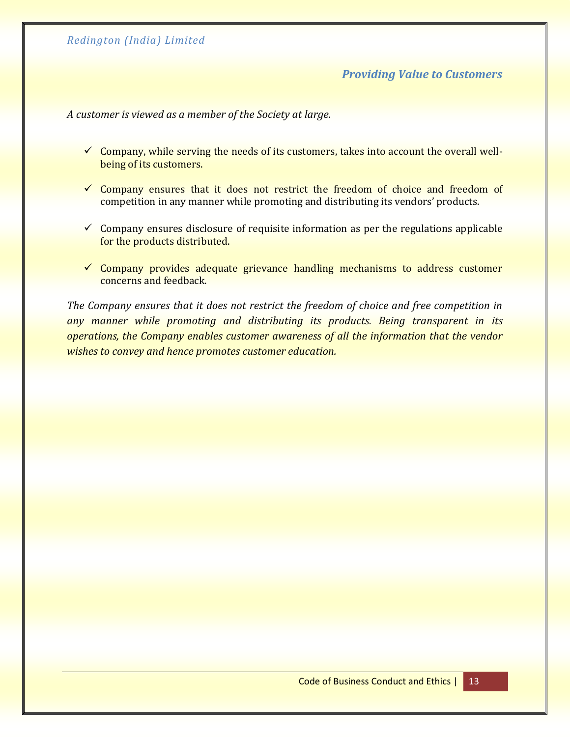## Providing Value to Customers

*A customer is viewed as a member of the Society at large.*

- Company, while serving the needs of its customers, takes into account the overall well-being of its customers.
- Company ensures that it does not restrict the freedom of choice and freedom of competition in any manner while promoting and distributing its vendors' products.
- Company ensures disclosure of requisite information as per the regulations applicable for the products distributed.
- Company provides adequate grievance handling mechanisms to address customer concerns and feedback.

*The Company ensures that it does not restrict the freedom of choice and free competition in any manner while promoting and distributing its products. Being transparent in its operations, the Company enables customer awareness of all the information that the vendor wishes to convey and hence promotes customer education.*